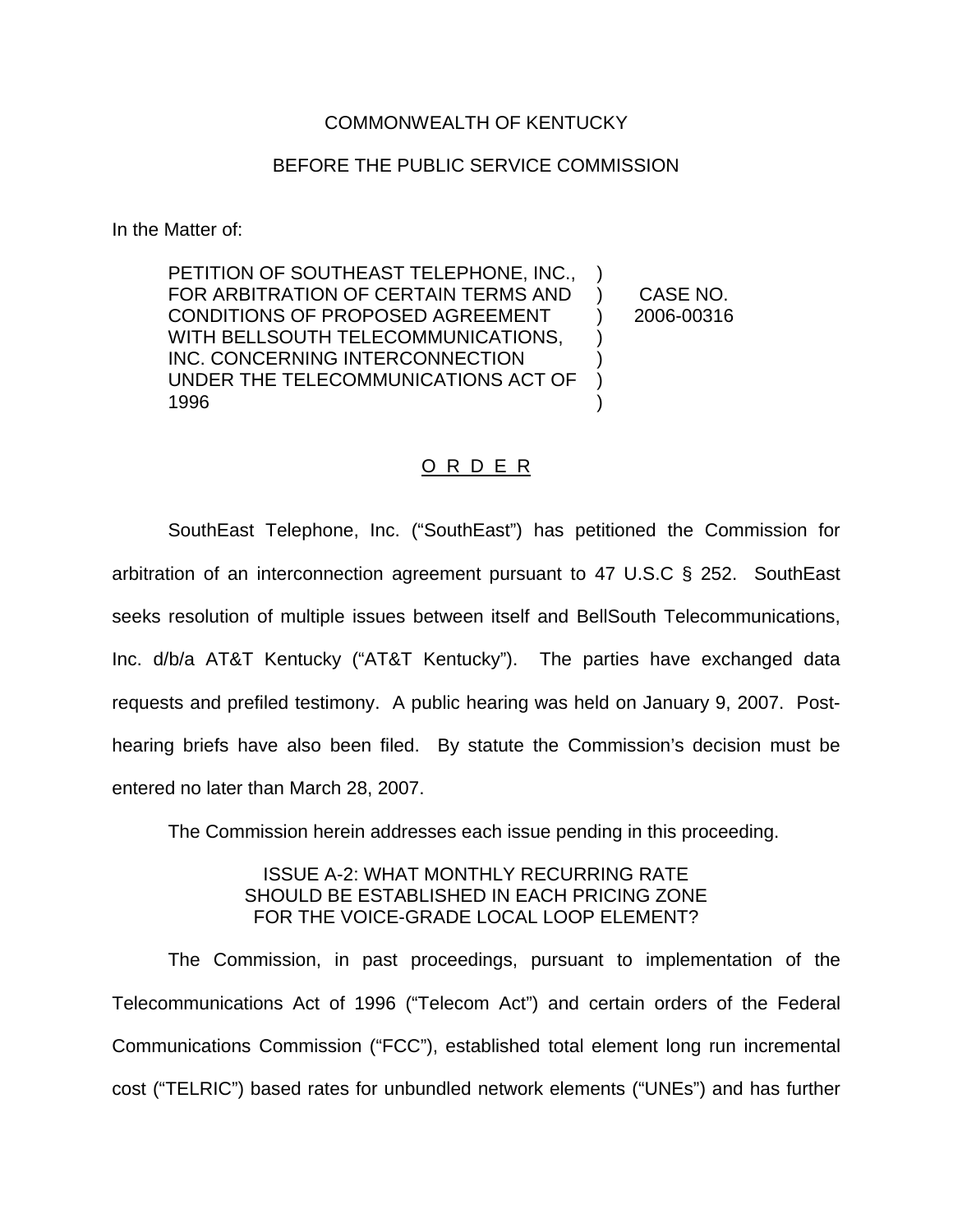COMMONWEALTH OF KENTUCKY

BEFORE THE PUBLIC SERVICE COMMISSION

In the Matter of:

| | | |
|---|---|---|
| PETITION OF SOUTHEAST TELEPHONE, INC., FOR ARBITRATION OF CERTAIN TERMS AND CONDITIONS OF PROPOSED AGREEMENT WITH BELLSOUTH TELECOMMUNICATIONS, INC. CONCERNING INTERCONNECTION UNDER THE TELECOMMUNICATIONS ACT OF 1996 | ) ) ) ) ) ) ) | CASE NO. 2006-00316 |

## O R D E R

SouthEast Telephone, Inc. ("SouthEast") has petitioned the Commission for arbitration of an interconnection agreement pursuant to 47 U.S.C § 252. SouthEast seeks resolution of multiple issues between itself and BellSouth Telecommunications, Inc. d/b/a AT&T Kentucky ("AT&T Kentucky"). The parties have exchanged data requests and prefiled testimony. A public hearing was held on January 9, 2007. Post-hearing briefs have also been filed. By statute the Commission's decision must be entered no later than March 28, 2007.

The Commission herein addresses each issue pending in this proceeding.

### ISSUE A-2: WHAT MONTHLY RECURRING RATE SHOULD BE ESTABLISHED IN EACH PRICING ZONE FOR THE VOICE-GRADE LOCAL LOOP ELEMENT?

The Commission, in past proceedings, pursuant to implementation of the Telecommunications Act of 1996 ("Telecom Act") and certain orders of the Federal Communications Commission ("FCC"), established total element long run incremental cost ("TELRIC") based rates for unbundled network elements ("UNEs") and has further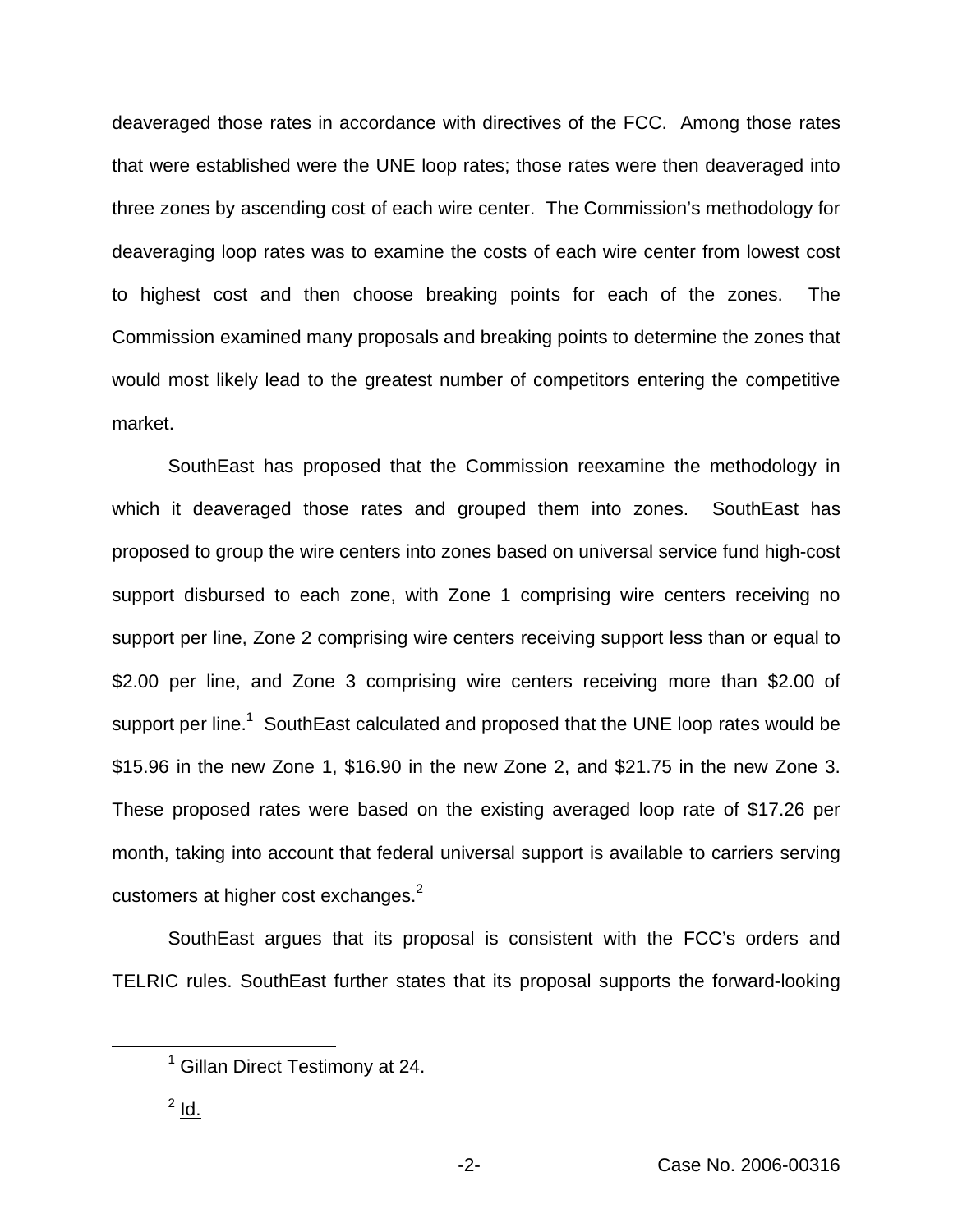deaveraged those rates in accordance with directives of the FCC. Among those rates that were established were the UNE loop rates; those rates were then deaveraged into three zones by ascending cost of each wire center. The Commission's methodology for deaveraging loop rates was to examine the costs of each wire center from lowest cost to highest cost and then choose breaking points for each of the zones. The Commission examined many proposals and breaking points to determine the zones that would most likely lead to the greatest number of competitors entering the competitive market.

SouthEast has proposed that the Commission reexamine the methodology in which it deaveraged those rates and grouped them into zones. SouthEast has proposed to group the wire centers into zones based on universal service fund high-cost support disbursed to each zone, with Zone 1 comprising wire centers receiving no support per line, Zone 2 comprising wire centers receiving support less than or equal to \$2.00 per line, and Zone 3 comprising wire centers receiving more than \$2.00 of support per line.[1] SouthEast calculated and proposed that the UNE loop rates would be \$15.96 in the new Zone 1, \$16.90 in the new Zone 2, and \$21.75 in the new Zone 3. These proposed rates were based on the existing averaged loop rate of \$17.26 per month, taking into account that federal universal support is available to carriers serving customers at higher cost exchanges.[2]

SouthEast argues that its proposal is consistent with the FCC's orders and TELRIC rules. SouthEast further states that its proposal supports the forward-looking

---

[1] Gillan Direct Testimony at 24.

[2] Id.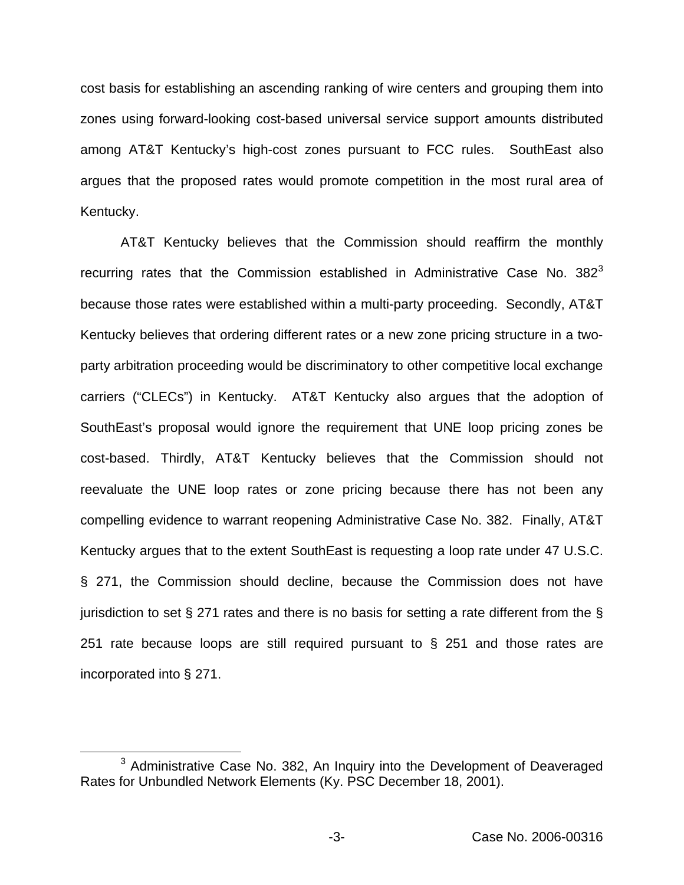cost basis for establishing an ascending ranking of wire centers and grouping them into zones using forward-looking cost-based universal service support amounts distributed among AT&T Kentucky's high-cost zones pursuant to FCC rules. SouthEast also argues that the proposed rates would promote competition in the most rural area of Kentucky.

AT&T Kentucky believes that the Commission should reaffirm the monthly recurring rates that the Commission established in Administrative Case No. 382[3] because those rates were established within a multi-party proceeding. Secondly, AT&T Kentucky believes that ordering different rates or a new zone pricing structure in a two-party arbitration proceeding would be discriminatory to other competitive local exchange carriers ("CLECs") in Kentucky. AT&T Kentucky also argues that the adoption of SouthEast's proposal would ignore the requirement that UNE loop pricing zones be cost-based. Thirdly, AT&T Kentucky believes that the Commission should not reevaluate the UNE loop rates or zone pricing because there has not been any compelling evidence to warrant reopening Administrative Case No. 382. Finally, AT&T Kentucky argues that to the extent SouthEast is requesting a loop rate under 47 U.S.C. § 271, the Commission should decline, because the Commission does not have jurisdiction to set § 271 rates and there is no basis for setting a rate different from the § 251 rate because loops are still required pursuant to § 251 and those rates are incorporated into § 271.

[3] Administrative Case No. 382, An Inquiry into the Development of Deaveraged Rates for Unbundled Network Elements (Ky. PSC December 18, 2001).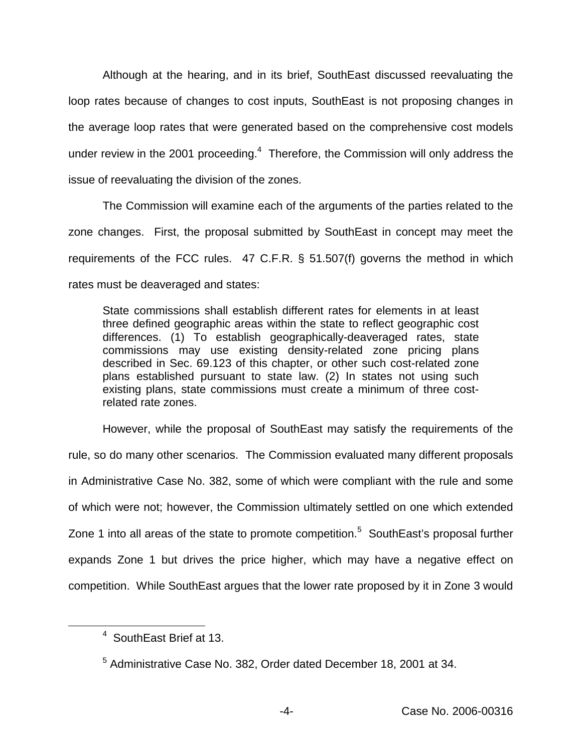Although at the hearing, and in its brief, SouthEast discussed reevaluating the loop rates because of changes to cost inputs, SouthEast is not proposing changes in the average loop rates that were generated based on the comprehensive cost models under review in the 2001 proceeding.[4] Therefore, the Commission will only address the issue of reevaluating the division of the zones.

The Commission will examine each of the arguments of the parties related to the zone changes. First, the proposal submitted by SouthEast in concept may meet the requirements of the FCC rules. 47 C.F.R. § 51.507(f) governs the method in which rates must be deaveraged and states:

> State commissions shall establish different rates for elements in at least three defined geographic areas within the state to reflect geographic cost differences. (1) To establish geographically-deaveraged rates, state commissions may use existing density-related zone pricing plans described in Sec. 69.123 of this chapter, or other such cost-related zone plans established pursuant to state law. (2) In states not using such existing plans, state commissions must create a minimum of three cost-related rate zones.

However, while the proposal of SouthEast may satisfy the requirements of the rule, so do many other scenarios. The Commission evaluated many different proposals in Administrative Case No. 382, some of which were compliant with the rule and some of which were not; however, the Commission ultimately settled on one which extended Zone 1 into all areas of the state to promote competition.[5] SouthEast's proposal further expands Zone 1 but drives the price higher, which may have a negative effect on competition. While SouthEast argues that the lower rate proposed by it in Zone 3 would

---

[4] SouthEast Brief at 13.

[5] Administrative Case No. 382, Order dated December 18, 2001 at 34.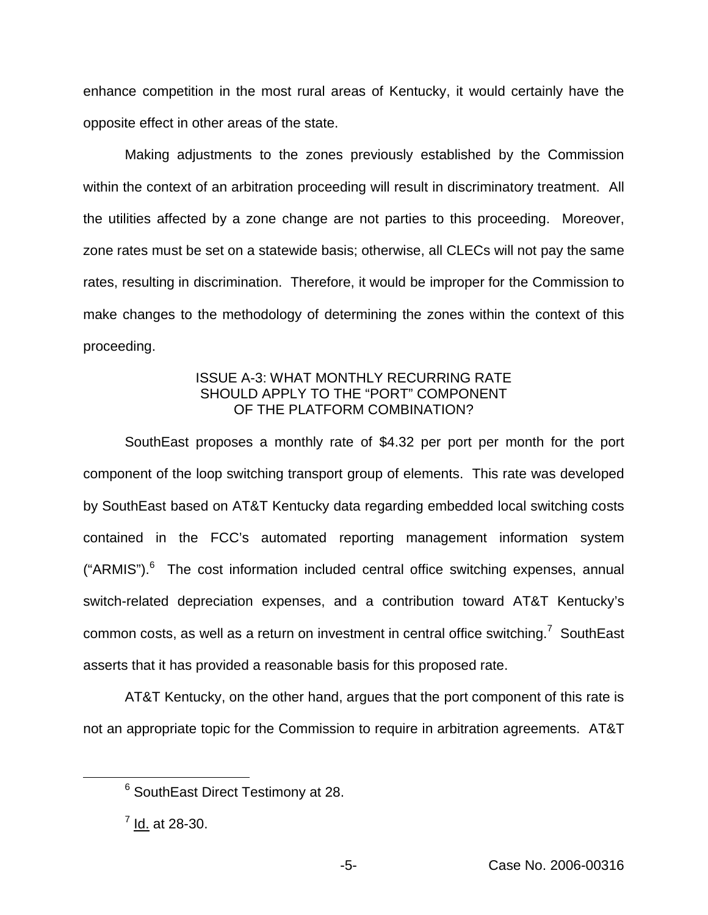enhance competition in the most rural areas of Kentucky, it would certainly have the opposite effect in other areas of the state.

Making adjustments to the zones previously established by the Commission within the context of an arbitration proceeding will result in discriminatory treatment. All the utilities affected by a zone change are not parties to this proceeding. Moreover, zone rates must be set on a statewide basis; otherwise, all CLECs will not pay the same rates, resulting in discrimination. Therefore, it would be improper for the Commission to make changes to the methodology of determining the zones within the context of this proceeding.

### ISSUE A-3: WHAT MONTHLY RECURRING RATE SHOULD APPLY TO THE "PORT" COMPONENT OF THE PLATFORM COMBINATION?

SouthEast proposes a monthly rate of $4.32 per port per month for the port component of the loop switching transport group of elements. This rate was developed by SouthEast based on AT&T Kentucky data regarding embedded local switching costs contained in the FCC's automated reporting management information system ("ARMIS").[6] The cost information included central office switching expenses, annual switch-related depreciation expenses, and a contribution toward AT&T Kentucky's common costs, as well as a return on investment in central office switching.[7] SouthEast asserts that it has provided a reasonable basis for this proposed rate.

AT&T Kentucky, on the other hand, argues that the port component of this rate is not an appropriate topic for the Commission to require in arbitration agreements. AT&T

---

[6] SouthEast Direct Testimony at 28.

[7] Id. at 28-30.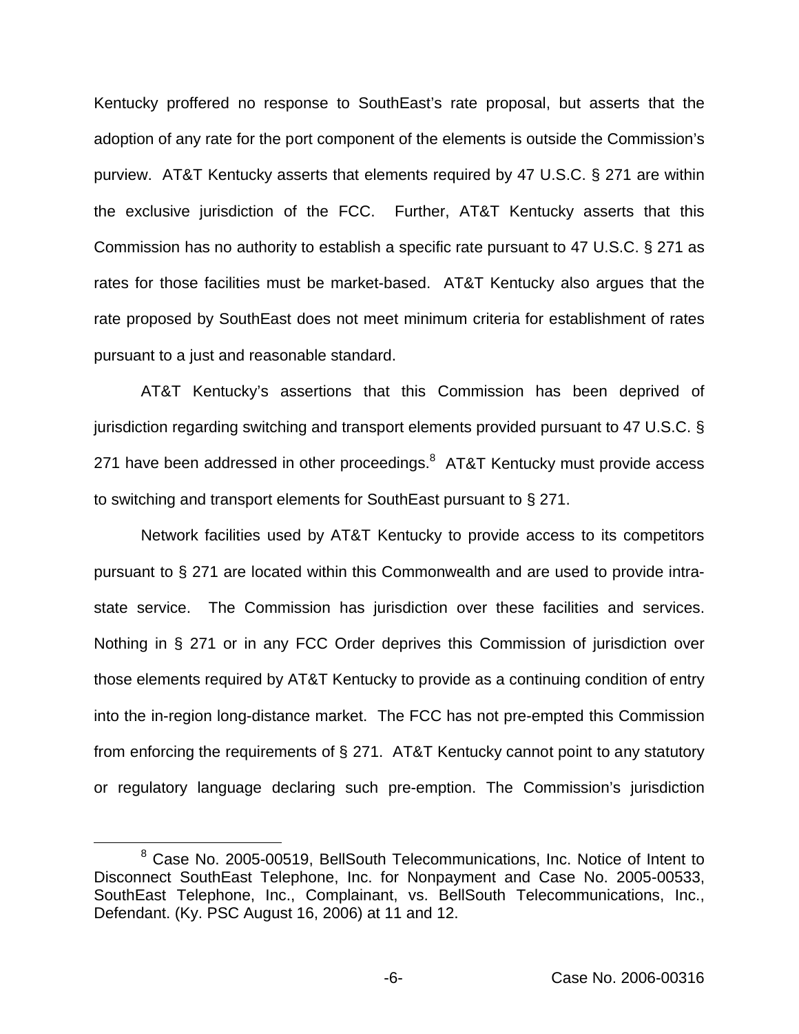Kentucky proffered no response to SouthEast's rate proposal, but asserts that the adoption of any rate for the port component of the elements is outside the Commission's purview. AT&T Kentucky asserts that elements required by 47 U.S.C. § 271 are within the exclusive jurisdiction of the FCC. Further, AT&T Kentucky asserts that this Commission has no authority to establish a specific rate pursuant to 47 U.S.C. § 271 as rates for those facilities must be market-based. AT&T Kentucky also argues that the rate proposed by SouthEast does not meet minimum criteria for establishment of rates pursuant to a just and reasonable standard.

AT&T Kentucky's assertions that this Commission has been deprived of jurisdiction regarding switching and transport elements provided pursuant to 47 U.S.C. § 271 have been addressed in other proceedings.[8] AT&T Kentucky must provide access to switching and transport elements for SouthEast pursuant to § 271.

Network facilities used by AT&T Kentucky to provide access to its competitors pursuant to § 271 are located within this Commonwealth and are used to provide intra-state service. The Commission has jurisdiction over these facilities and services. Nothing in § 271 or in any FCC Order deprives this Commission of jurisdiction over those elements required by AT&T Kentucky to provide as a continuing condition of entry into the in-region long-distance market. The FCC has not pre-empted this Commission from enforcing the requirements of § 271. AT&T Kentucky cannot point to any statutory or regulatory language declaring such pre-emption. The Commission's jurisdiction

[8] Case No. 2005-00519, BellSouth Telecommunications, Inc. Notice of Intent to Disconnect SouthEast Telephone, Inc. for Nonpayment and Case No. 2005-00533, SouthEast Telephone, Inc., Complainant, vs. BellSouth Telecommunications, Inc., Defendant. (Ky. PSC August 16, 2006) at 11 and 12.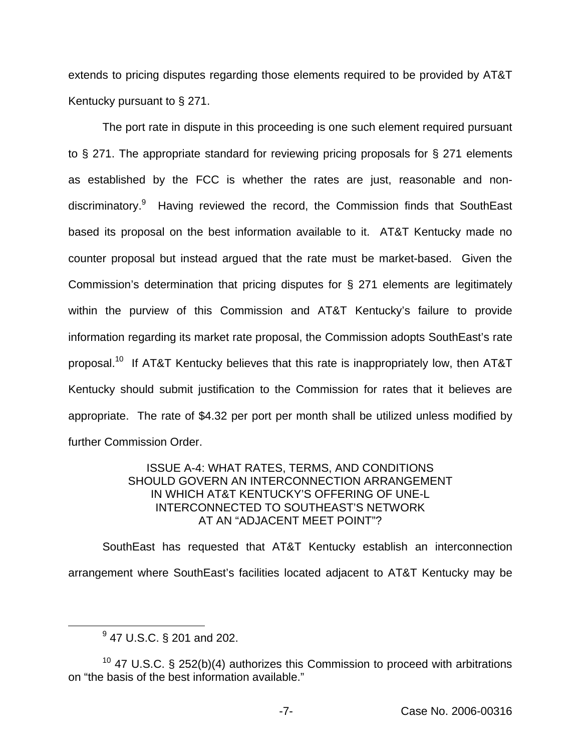extends to pricing disputes regarding those elements required to be provided by AT&T Kentucky pursuant to § 271.

The port rate in dispute in this proceeding is one such element required pursuant to § 271. The appropriate standard for reviewing pricing proposals for § 271 elements as established by the FCC is whether the rates are just, reasonable and non-discriminatory.[9] Having reviewed the record, the Commission finds that SouthEast based its proposal on the best information available to it. AT&T Kentucky made no counter proposal but instead argued that the rate must be market-based. Given the Commission's determination that pricing disputes for § 271 elements are legitimately within the purview of this Commission and AT&T Kentucky's failure to provide information regarding its market rate proposal, the Commission adopts SouthEast's rate proposal.[10] If AT&T Kentucky believes that this rate is inappropriately low, then AT&T Kentucky should submit justification to the Commission for rates that it believes are appropriate. The rate of $4.32 per port per month shall be utilized unless modified by further Commission Order.

### ISSUE A-4: WHAT RATES, TERMS, AND CONDITIONS SHOULD GOVERN AN INTERCONNECTION ARRANGEMENT IN WHICH AT&T KENTUCKY'S OFFERING OF UNE-L INTERCONNECTED TO SOUTHEAST'S NETWORK AT AN "ADJACENT MEET POINT"?

SouthEast has requested that AT&T Kentucky establish an interconnection arrangement where SouthEast's facilities located adjacent to AT&T Kentucky may be

---

[9] 47 U.S.C. § 201 and 202.

[10] 47 U.S.C. § 252(b)(4) authorizes this Commission to proceed with arbitrations on "the basis of the best information available."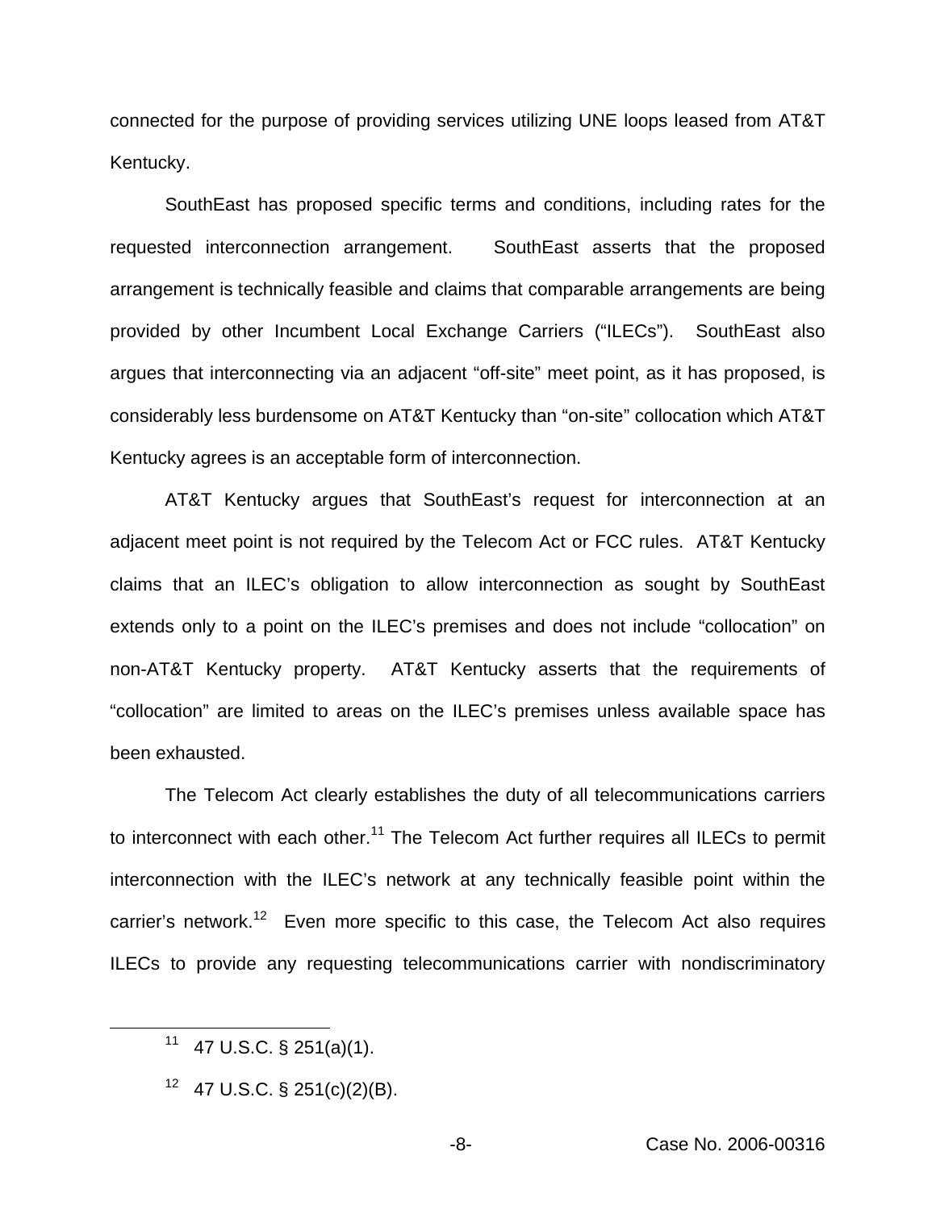connected for the purpose of providing services utilizing UNE loops leased from AT&T Kentucky.

SouthEast has proposed specific terms and conditions, including rates for the requested interconnection arrangement. SouthEast asserts that the proposed arrangement is technically feasible and claims that comparable arrangements are being provided by other Incumbent Local Exchange Carriers ("ILECs"). SouthEast also argues that interconnecting via an adjacent "off-site" meet point, as it has proposed, is considerably less burdensome on AT&T Kentucky than "on-site" collocation which AT&T Kentucky agrees is an acceptable form of interconnection.

AT&T Kentucky argues that SouthEast's request for interconnection at an adjacent meet point is not required by the Telecom Act or FCC rules. AT&T Kentucky claims that an ILEC's obligation to allow interconnection as sought by SouthEast extends only to a point on the ILEC's premises and does not include "collocation" on non-AT&T Kentucky property. AT&T Kentucky asserts that the requirements of "collocation" are limited to areas on the ILEC's premises unless available space has been exhausted.

The Telecom Act clearly establishes the duty of all telecommunications carriers to interconnect with each other.[11] The Telecom Act further requires all ILECs to permit interconnection with the ILEC's network at any technically feasible point within the carrier's network.[12] Even more specific to this case, the Telecom Act also requires ILECs to provide any requesting telecommunications carrier with nondiscriminatory

[11] 47 U.S.C. § 251(a)(1).

[12] 47 U.S.C. § 251(c)(2)(B).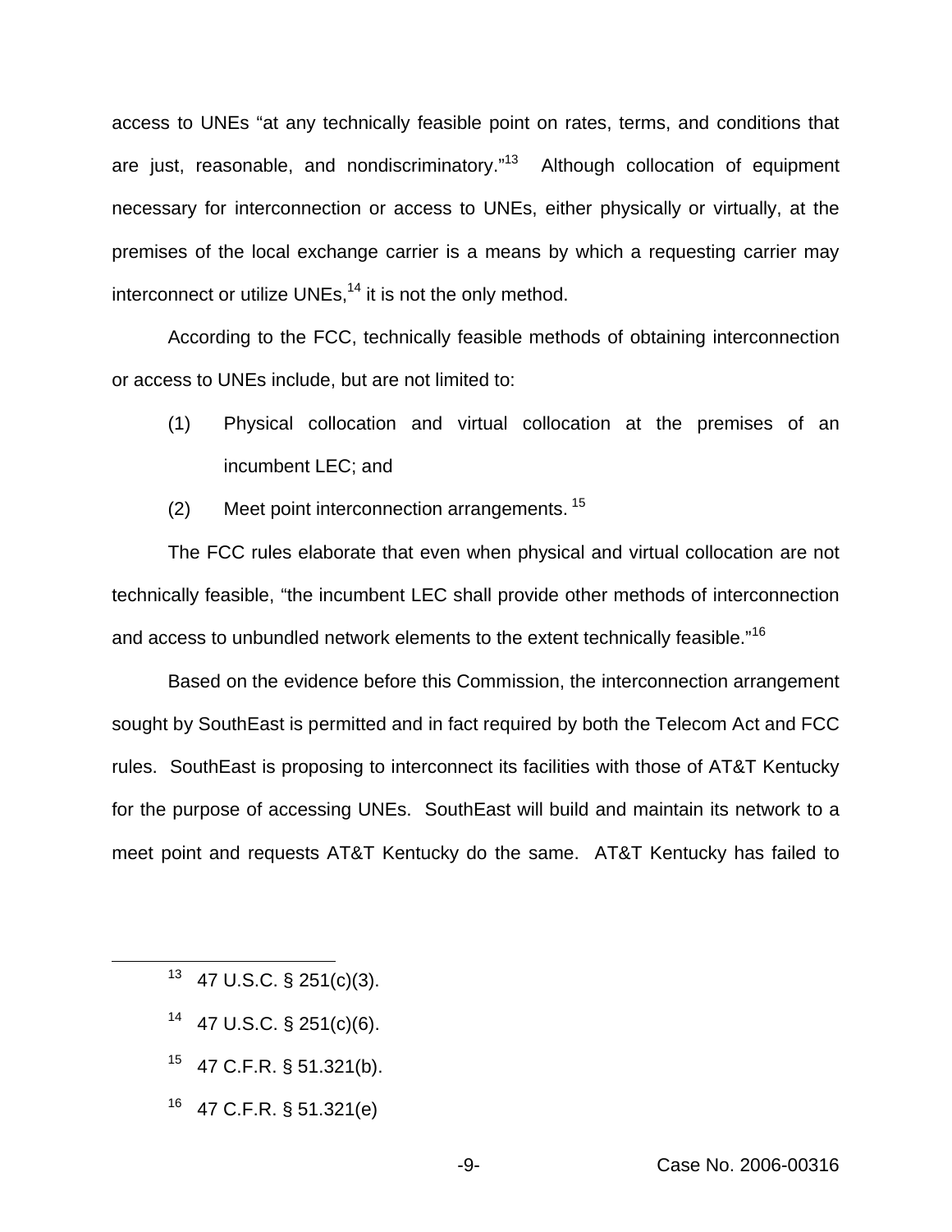access to UNEs "at any technically feasible point on rates, terms, and conditions that are just, reasonable, and nondiscriminatory."[13] Although collocation of equipment necessary for interconnection or access to UNEs, either physically or virtually, at the premises of the local exchange carrier is a means by which a requesting carrier may interconnect or utilize UNEs,[14] it is not the only method.

According to the FCC, technically feasible methods of obtaining interconnection or access to UNEs include, but are not limited to:

(1) Physical collocation and virtual collocation at the premises of an incumbent LEC; and

(2) Meet point interconnection arrangements. [15]

The FCC rules elaborate that even when physical and virtual collocation are not technically feasible, "the incumbent LEC shall provide other methods of interconnection and access to unbundled network elements to the extent technically feasible."[16]

Based on the evidence before this Commission, the interconnection arrangement sought by SouthEast is permitted and in fact required by both the Telecom Act and FCC rules. SouthEast is proposing to interconnect its facilities with those of AT&T Kentucky for the purpose of accessing UNEs. SouthEast will build and maintain its network to a meet point and requests AT&T Kentucky do the same. AT&T Kentucky has failed to

---

[13] 47 U.S.C. § 251(c)(3).

[14] 47 U.S.C. § 251(c)(6).

[15] 47 C.F.R. § 51.321(b).

[16] 47 C.F.R. § 51.321(e)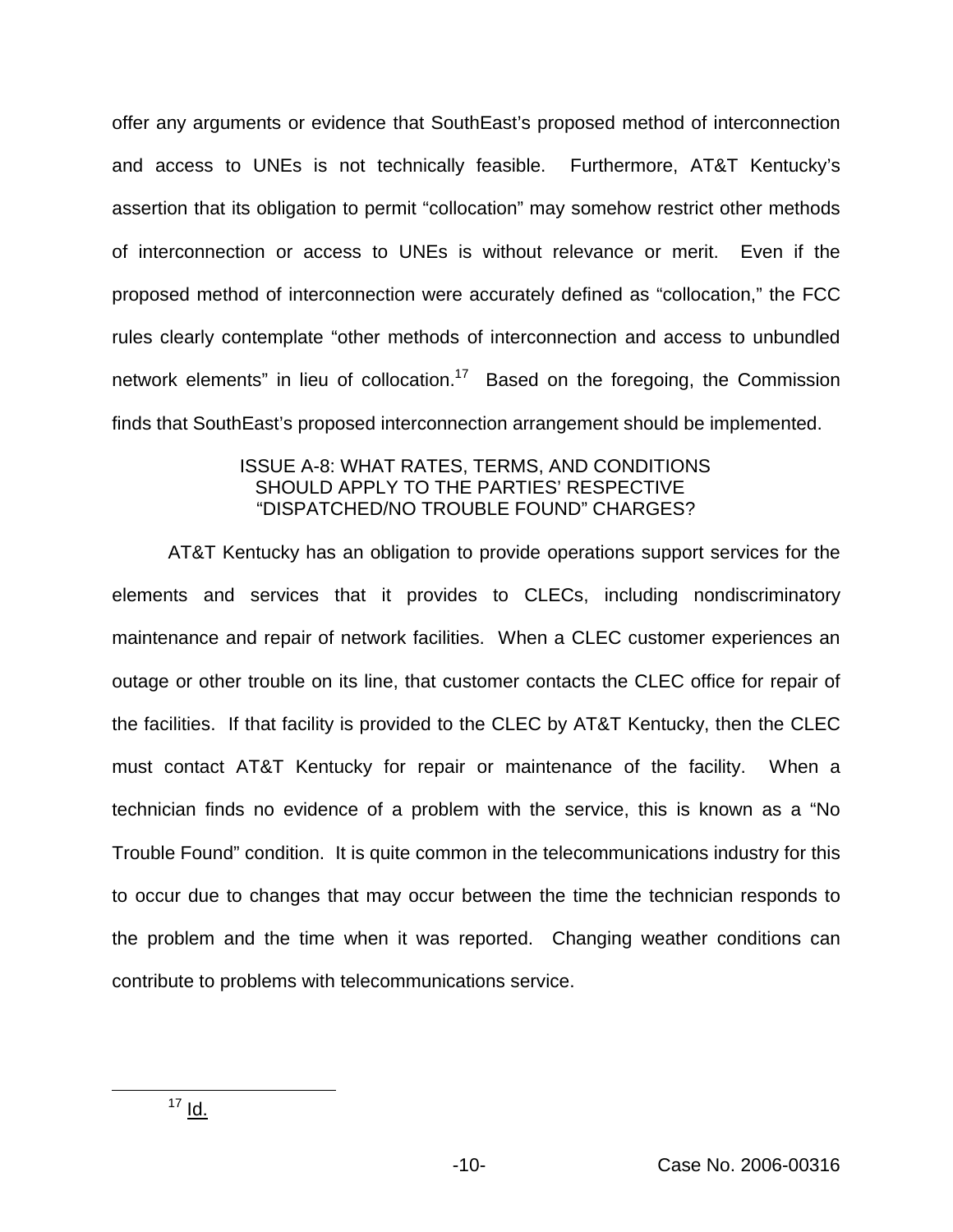offer any arguments or evidence that SouthEast's proposed method of interconnection and access to UNEs is not technically feasible. Furthermore, AT&T Kentucky's assertion that its obligation to permit "collocation" may somehow restrict other methods of interconnection or access to UNEs is without relevance or merit. Even if the proposed method of interconnection were accurately defined as "collocation," the FCC rules clearly contemplate "other methods of interconnection and access to unbundled network elements" in lieu of collocation.[17] Based on the foregoing, the Commission finds that SouthEast's proposed interconnection arrangement should be implemented.

### ISSUE A-8: WHAT RATES, TERMS, AND CONDITIONS SHOULD APPLY TO THE PARTIES' RESPECTIVE "DISPATCHED/NO TROUBLE FOUND" CHARGES?

AT&T Kentucky has an obligation to provide operations support services for the elements and services that it provides to CLECs, including nondiscriminatory maintenance and repair of network facilities. When a CLEC customer experiences an outage or other trouble on its line, that customer contacts the CLEC office for repair of the facilities. If that facility is provided to the CLEC by AT&T Kentucky, then the CLEC must contact AT&T Kentucky for repair or maintenance of the facility. When a technician finds no evidence of a problem with the service, this is known as a "No Trouble Found" condition. It is quite common in the telecommunications industry for this to occur due to changes that may occur between the time the technician responds to the problem and the time when it was reported. Changing weather conditions can contribute to problems with telecommunications service.

[17] Id.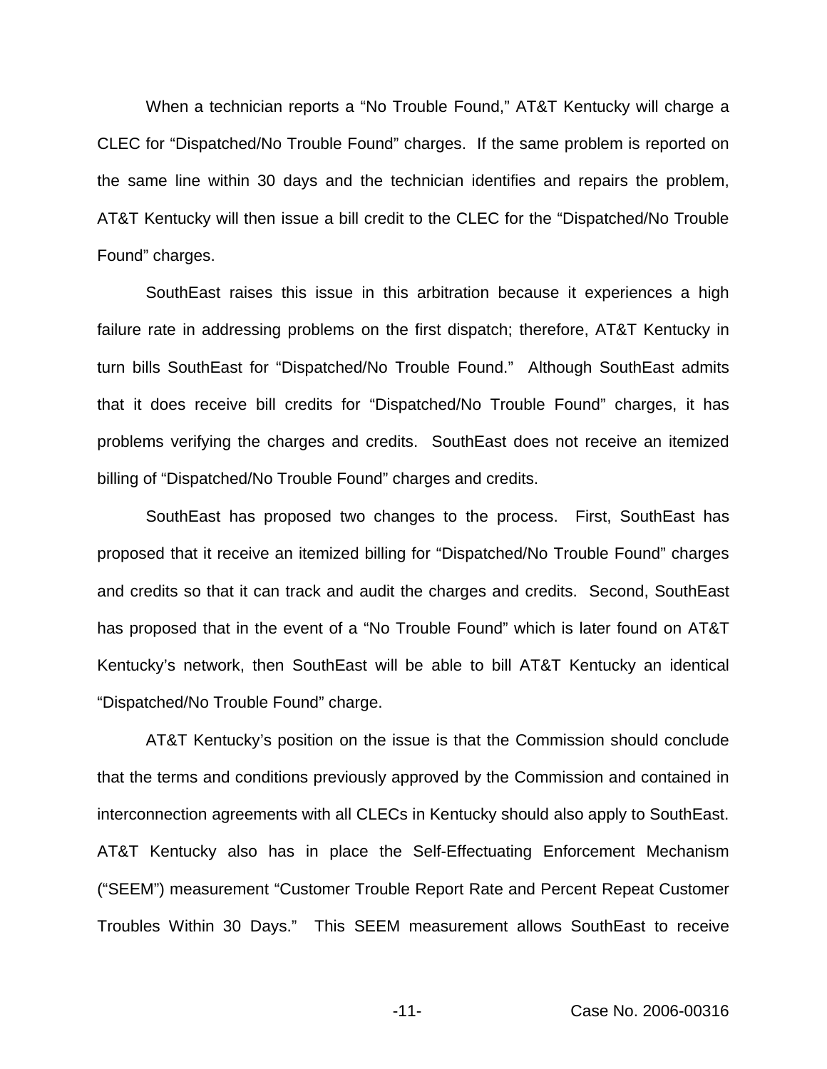When a technician reports a “No Trouble Found,” AT&T Kentucky will charge a CLEC for “Dispatched/No Trouble Found” charges. If the same problem is reported on the same line within 30 days and the technician identifies and repairs the problem, AT&T Kentucky will then issue a bill credit to the CLEC for the “Dispatched/No Trouble Found” charges.

SouthEast raises this issue in this arbitration because it experiences a high failure rate in addressing problems on the first dispatch; therefore, AT&T Kentucky in turn bills SouthEast for “Dispatched/No Trouble Found.” Although SouthEast admits that it does receive bill credits for “Dispatched/No Trouble Found” charges, it has problems verifying the charges and credits. SouthEast does not receive an itemized billing of “Dispatched/No Trouble Found” charges and credits.

SouthEast has proposed two changes to the process. First, SouthEast has proposed that it receive an itemized billing for “Dispatched/No Trouble Found” charges and credits so that it can track and audit the charges and credits. Second, SouthEast has proposed that in the event of a “No Trouble Found” which is later found on AT&T Kentucky’s network, then SouthEast will be able to bill AT&T Kentucky an identical “Dispatched/No Trouble Found” charge.

AT&T Kentucky’s position on the issue is that the Commission should conclude that the terms and conditions previously approved by the Commission and contained in interconnection agreements with all CLECs in Kentucky should also apply to SouthEast. AT&T Kentucky also has in place the Self-Effectuating Enforcement Mechanism (“SEEM”) measurement “Customer Trouble Report Rate and Percent Repeat Customer Troubles Within 30 Days.” This SEEM measurement allows SouthEast to receive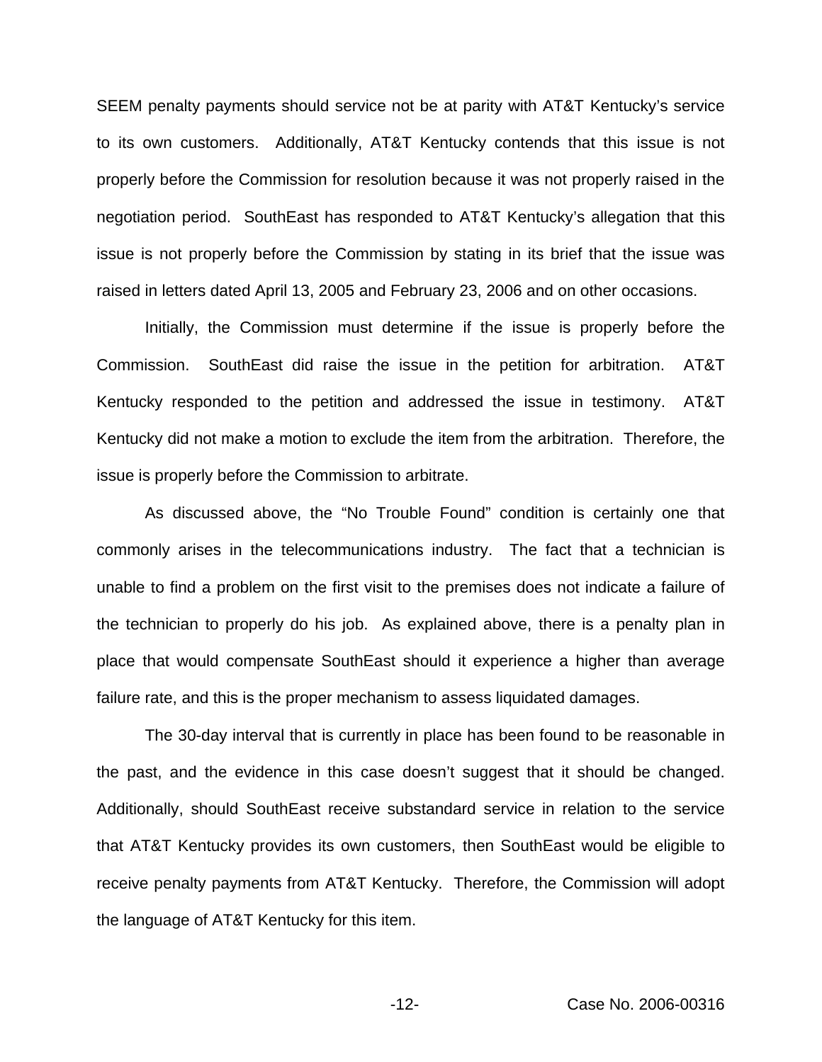SEEM penalty payments should service not be at parity with AT&T Kentucky's service to its own customers. Additionally, AT&T Kentucky contends that this issue is not properly before the Commission for resolution because it was not properly raised in the negotiation period. SouthEast has responded to AT&T Kentucky's allegation that this issue is not properly before the Commission by stating in its brief that the issue was raised in letters dated April 13, 2005 and February 23, 2006 and on other occasions.

Initially, the Commission must determine if the issue is properly before the Commission. SouthEast did raise the issue in the petition for arbitration. AT&T Kentucky responded to the petition and addressed the issue in testimony. AT&T Kentucky did not make a motion to exclude the item from the arbitration. Therefore, the issue is properly before the Commission to arbitrate.

As discussed above, the "No Trouble Found" condition is certainly one that commonly arises in the telecommunications industry. The fact that a technician is unable to find a problem on the first visit to the premises does not indicate a failure of the technician to properly do his job. As explained above, there is a penalty plan in place that would compensate SouthEast should it experience a higher than average failure rate, and this is the proper mechanism to assess liquidated damages.

The 30-day interval that is currently in place has been found to be reasonable in the past, and the evidence in this case doesn't suggest that it should be changed. Additionally, should SouthEast receive substandard service in relation to the service that AT&T Kentucky provides its own customers, then SouthEast would be eligible to receive penalty payments from AT&T Kentucky. Therefore, the Commission will adopt the language of AT&T Kentucky for this item.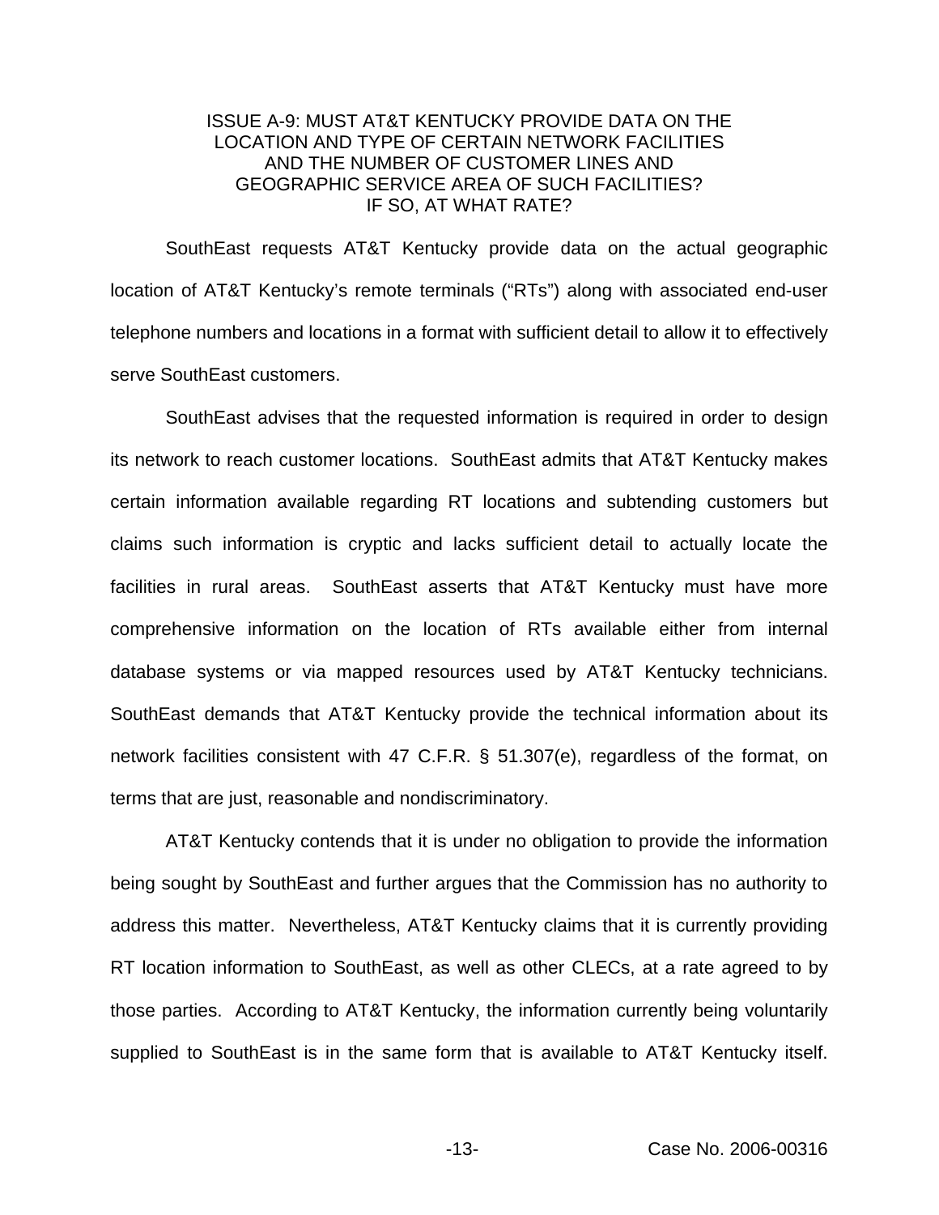### ISSUE A-9: MUST AT&T KENTUCKY PROVIDE DATA ON THE LOCATION AND TYPE OF CERTAIN NETWORK FACILITIES AND THE NUMBER OF CUSTOMER LINES AND GEOGRAPHIC SERVICE AREA OF SUCH FACILITIES? IF SO, AT WHAT RATE?

SouthEast requests AT&T Kentucky provide data on the actual geographic location of AT&T Kentucky's remote terminals ("RTs") along with associated end-user telephone numbers and locations in a format with sufficient detail to allow it to effectively serve SouthEast customers.

SouthEast advises that the requested information is required in order to design its network to reach customer locations. SouthEast admits that AT&T Kentucky makes certain information available regarding RT locations and subtending customers but claims such information is cryptic and lacks sufficient detail to actually locate the facilities in rural areas. SouthEast asserts that AT&T Kentucky must have more comprehensive information on the location of RTs available either from internal database systems or via mapped resources used by AT&T Kentucky technicians. SouthEast demands that AT&T Kentucky provide the technical information about its network facilities consistent with 47 C.F.R. § 51.307(e), regardless of the format, on terms that are just, reasonable and nondiscriminatory.

AT&T Kentucky contends that it is under no obligation to provide the information being sought by SouthEast and further argues that the Commission has no authority to address this matter. Nevertheless, AT&T Kentucky claims that it is currently providing RT location information to SouthEast, as well as other CLECs, at a rate agreed to by those parties. According to AT&T Kentucky, the information currently being voluntarily supplied to SouthEast is in the same form that is available to AT&T Kentucky itself.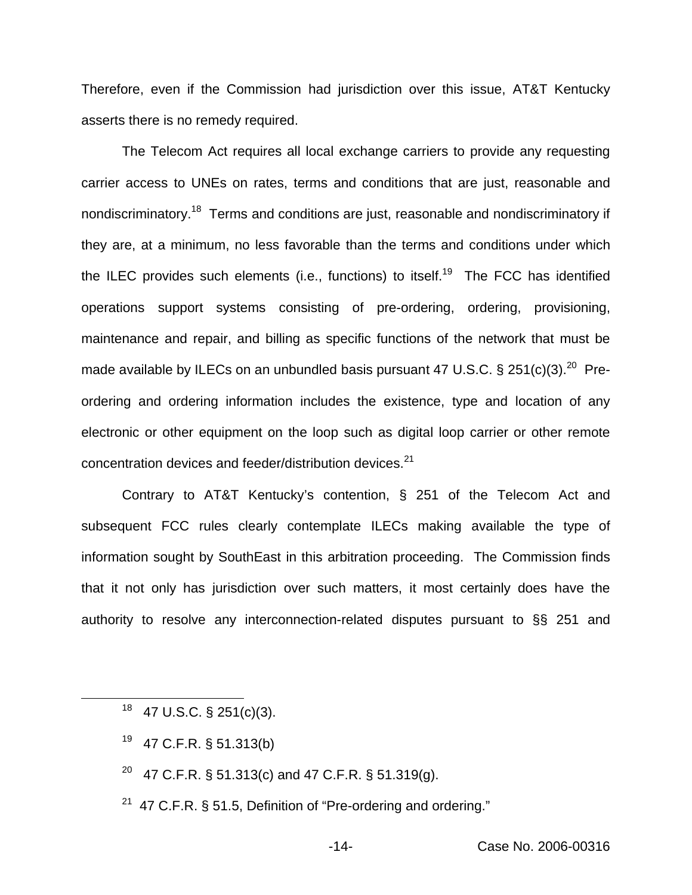Therefore, even if the Commission had jurisdiction over this issue, AT&T Kentucky asserts there is no remedy required.

The Telecom Act requires all local exchange carriers to provide any requesting carrier access to UNEs on rates, terms and conditions that are just, reasonable and nondiscriminatory.[18] Terms and conditions are just, reasonable and nondiscriminatory if they are, at a minimum, no less favorable than the terms and conditions under which the ILEC provides such elements (i.e., functions) to itself.[19] The FCC has identified operations support systems consisting of pre-ordering, ordering, provisioning, maintenance and repair, and billing as specific functions of the network that must be made available by ILECs on an unbundled basis pursuant 47 U.S.C. § 251(c)(3).[20] Pre-ordering and ordering information includes the existence, type and location of any electronic or other equipment on the loop such as digital loop carrier or other remote concentration devices and feeder/distribution devices.[21]

Contrary to AT&T Kentucky's contention, § 251 of the Telecom Act and subsequent FCC rules clearly contemplate ILECs making available the type of information sought by SouthEast in this arbitration proceeding. The Commission finds that it not only has jurisdiction over such matters, it most certainly does have the authority to resolve any interconnection-related disputes pursuant to §§ 251 and

---

[18] 47 U.S.C. § 251(c)(3).

[19] 47 C.F.R. § 51.313(b)

[20] 47 C.F.R. § 51.313(c) and 47 C.F.R. § 51.319(g).

[21] 47 C.F.R. § 51.5, Definition of "Pre-ordering and ordering."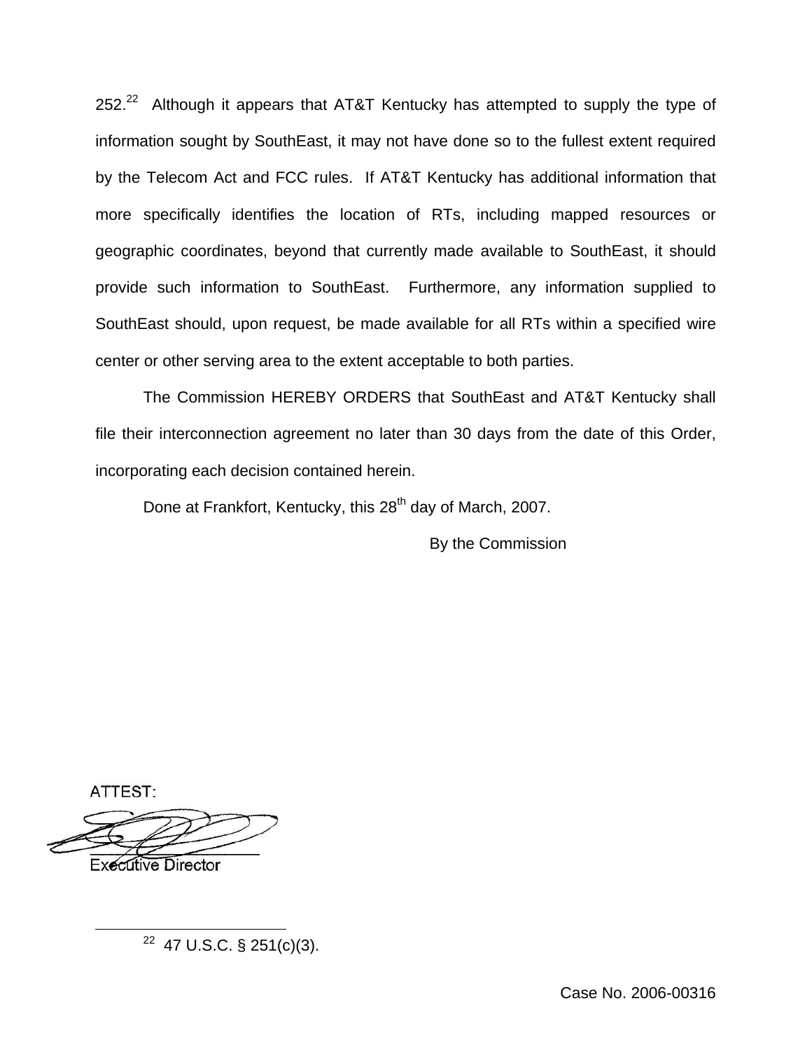252.[22] Although it appears that AT&T Kentucky has attempted to supply the type of information sought by SouthEast, it may not have done so to the fullest extent required by the Telecom Act and FCC rules. If AT&T Kentucky has additional information that more specifically identifies the location of RTs, including mapped resources or geographic coordinates, beyond that currently made available to SouthEast, it should provide such information to SouthEast. Furthermore, any information supplied to SouthEast should, upon request, be made available for all RTs within a specified wire center or other serving area to the extent acceptable to both parties.

The Commission HEREBY ORDERS that SouthEast and AT&T Kentucky shall file their interconnection agreement no later than 30 days from the date of this Order, incorporating each decision contained herein.

Done at Frankfort, Kentucky, this 28th day of March, 2007.

By the Commission

ATTEST:

Executive Director

---

[22] 47 U.S.C. § 251(c)(3).

Case No. 2006-00316